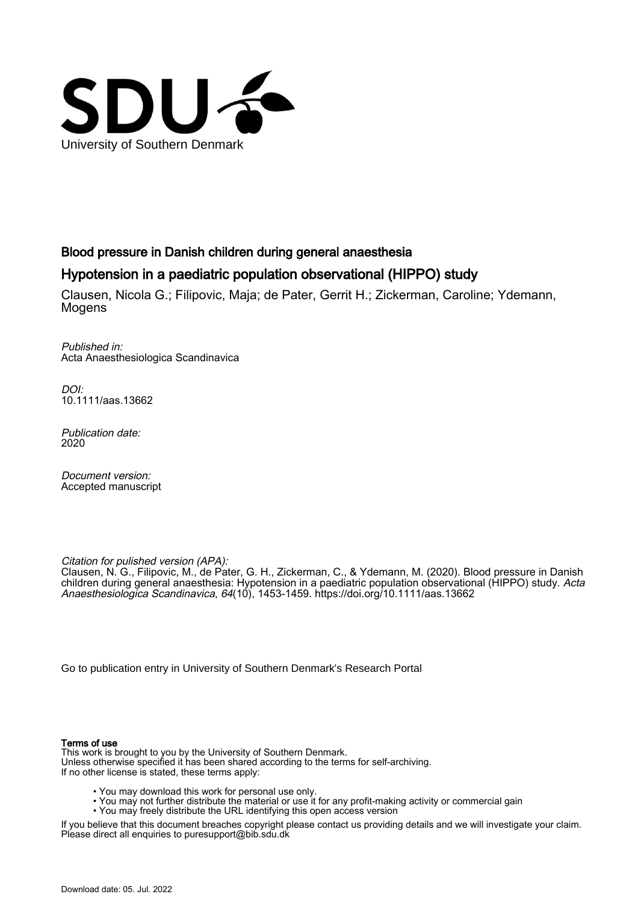University of Southern Denmark

## Blood pressure in Danish children during general anaesthesia

## Hypotension in a paediatric population observational (HIPPO) study

Clausen, Nicola G.; Filipovic, Maja; de Pater, Gerrit H.; Zickerman, Caroline; Ydemann, Mogens

*Published in:*
Acta Anaesthesiologica Scandinavica

*DOI:*
10.1111/aas.13662

*Publication date:*
2020

*Document version:*
Accepted manuscript

*Citation for pulished version (APA):*
Clausen, N. G., Filipovic, M., de Pater, G. H., Zickerman, C., & Ydemann, M. (2020). Blood pressure in Danish children during general anaesthesia: Hypotension in a paediatric population observational (HIPPO) study. *Acta Anaesthesiologica Scandinavica*, *64*(10), 1453-1459. https://doi.org/10.1111/aas.13662

Go to publication entry in University of Southern Denmark's Research Portal

**Terms of use**

This work is brought to you by the University of Southern Denmark.
Unless otherwise specified it has been shared according to the terms for self-archiving.
If no other license is stated, these terms apply:

- You may download this work for personal use only.
- You may not further distribute the material or use it for any profit-making activity or commercial gain
- You may freely distribute the URL identifying this open access version

If you believe that this document breaches copyright please contact us providing details and we will investigate your claim.
Please direct all enquiries to puresupport@bib.sdu.dk

Download date: 05. Jul. 2022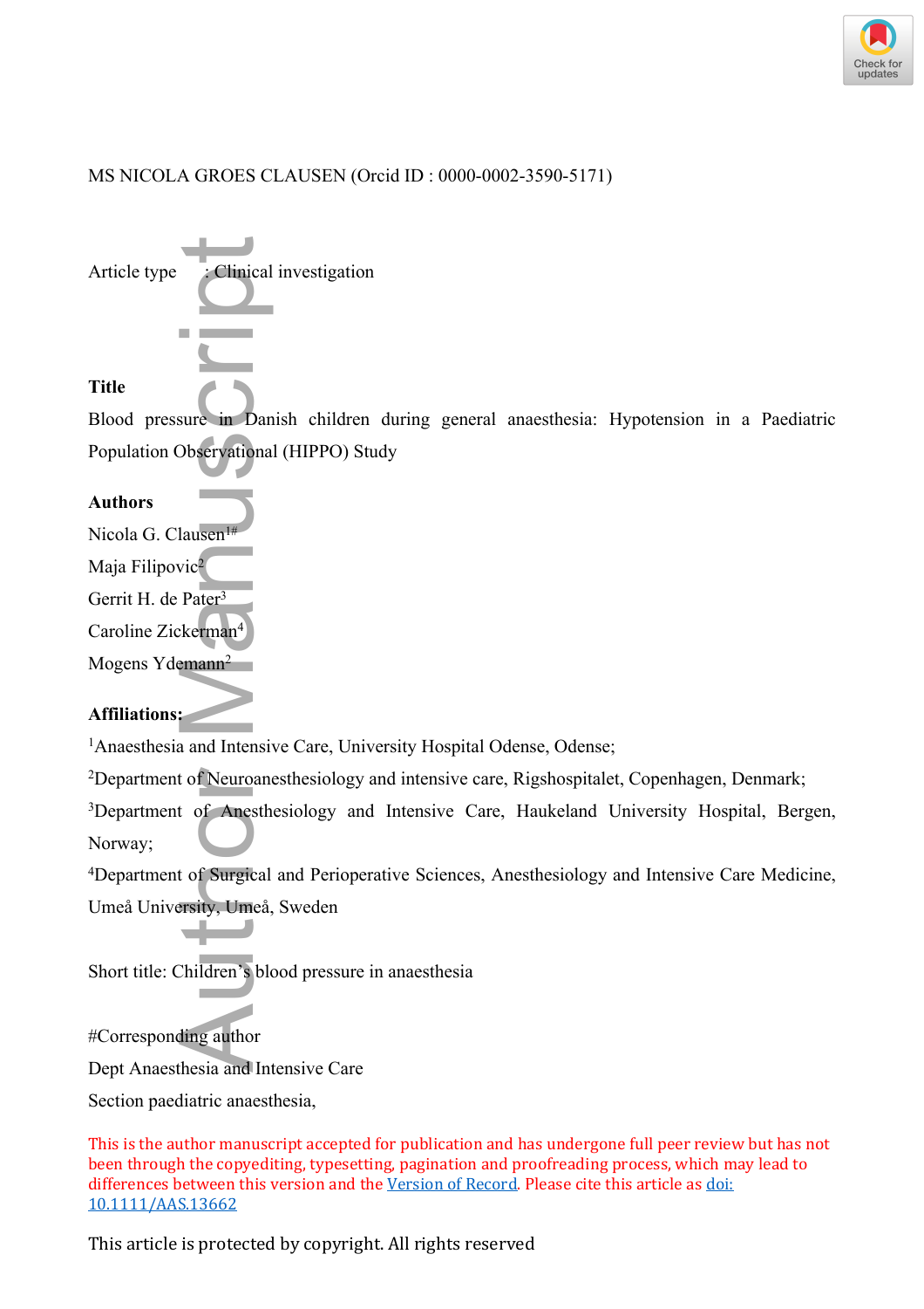MS NICOLA GROES CLAUSEN (Orcid ID : 0000-0002-3590-5171)

Article type : Clinical investigation

**Title**

Blood pressure in Danish children during general anaesthesia: Hypotension in a Paediatric Population Observational (HIPPO) Study

**Authors**

Nicola G. Clausen[1#]

Maja Filipovic[2]

Gerrit H. de Pater[3]

Caroline Zickerman[4]

Mogens Ydemann[2]

**Affiliations:**

[1]Anaesthesia and Intensive Care, University Hospital Odense, Odense;

[2]Department of Neuroanesthesiology and intensive care, Rigshospitalet, Copenhagen, Denmark;

[3]Department of Anesthesiology and Intensive Care, Haukeland University Hospital, Bergen, Norway;

[4]Department of Surgical and Perioperative Sciences, Anesthesiology and Intensive Care Medicine, Umeå University, Umeå, Sweden

Short title: Children's blood pressure in anaesthesia

#Corresponding author

Dept Anaesthesia and Intensive Care

Section paediatric anaesthesia,

This is the author manuscript accepted for publication and has undergone full peer review but has not been through the copyediting, typesetting, pagination and proofreading process, which may lead to differences between this version and the Version of Record. Please cite this article as doi: 10.1111/AAS.13662

This article is protected by copyright. All rights reserved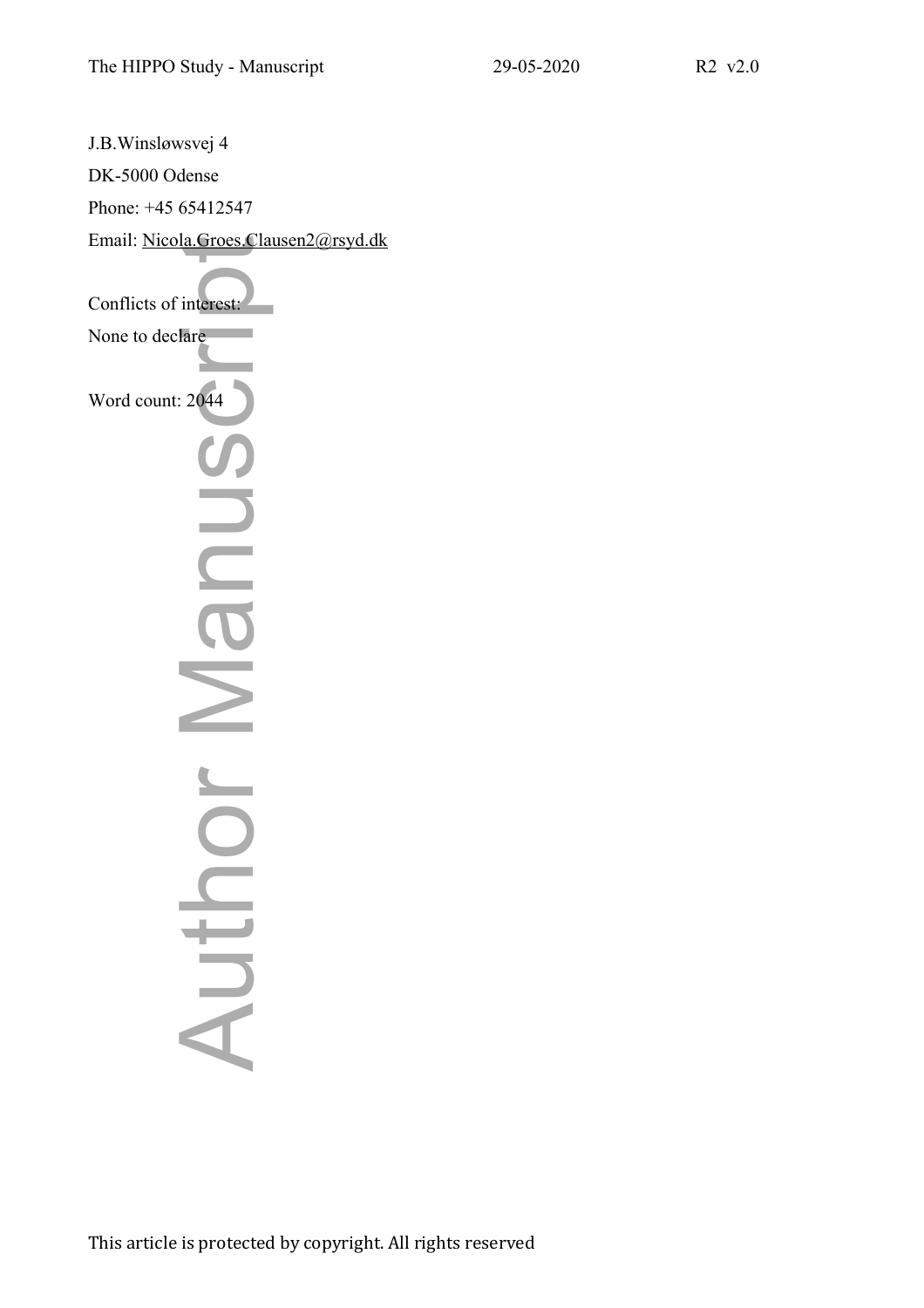J.B.Winsløwsvej 4

DK-5000 Odense

Phone: +45 65412547

Email: Nicola.Groes.Clausen2@rsyd.dk

Conflicts of interest:

None to declare

Word count: 2044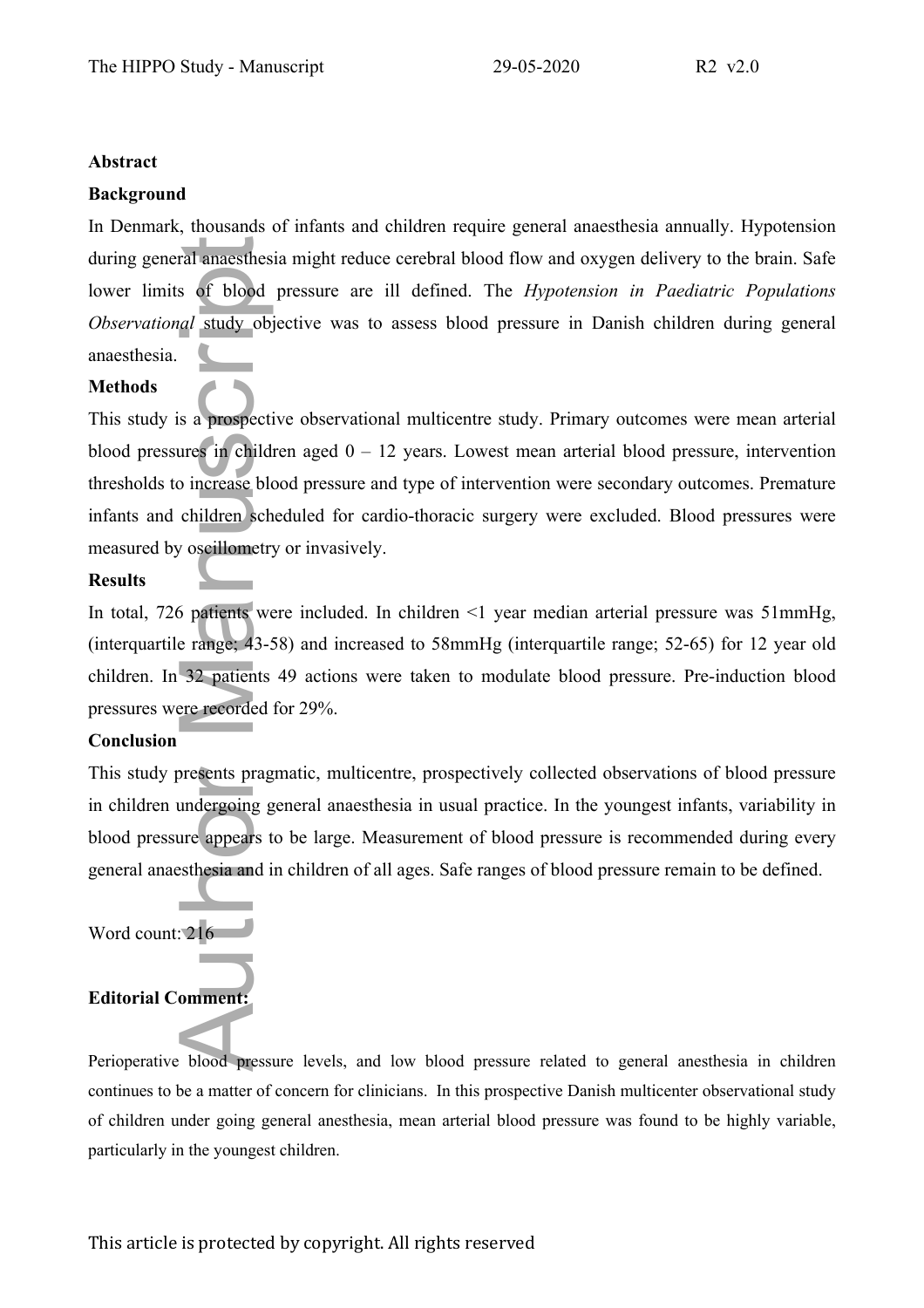**Abstract**

**Background**

In Denmark, thousands of infants and children require general anaesthesia annually. Hypotension during general anaesthesia might reduce cerebral blood flow and oxygen delivery to the brain. Safe lower limits of blood pressure are ill defined. The *Hypotension in Paediatric Populations Observational* study objective was to assess blood pressure in Danish children during general anaesthesia.

**Methods**

This study is a prospective observational multicentre study. Primary outcomes were mean arterial blood pressures in children aged 0 – 12 years. Lowest mean arterial blood pressure, intervention thresholds to increase blood pressure and type of intervention were secondary outcomes. Premature infants and children scheduled for cardio-thoracic surgery were excluded. Blood pressures were measured by oscillometry or invasively.

**Results**

In total, 726 patients were included. In children <1 year median arterial pressure was 51mmHg, (interquartile range; 43-58) and increased to 58mmHg (interquartile range; 52-65) for 12 year old children. In 32 patients 49 actions were taken to modulate blood pressure. Pre-induction blood pressures were recorded for 29%.

**Conclusion**

This study presents pragmatic, multicentre, prospectively collected observations of blood pressure in children undergoing general anaesthesia in usual practice. In the youngest infants, variability in blood pressure appears to be large. Measurement of blood pressure is recommended during every general anaesthesia and in children of all ages. Safe ranges of blood pressure remain to be defined.

Word count: 216

**Editorial Comment:**

Perioperative blood pressure levels, and low blood pressure related to general anesthesia in children continues to be a matter of concern for clinicians. In this prospective Danish multicenter observational study of children under going general anesthesia, mean arterial blood pressure was found to be highly variable, particularly in the youngest children.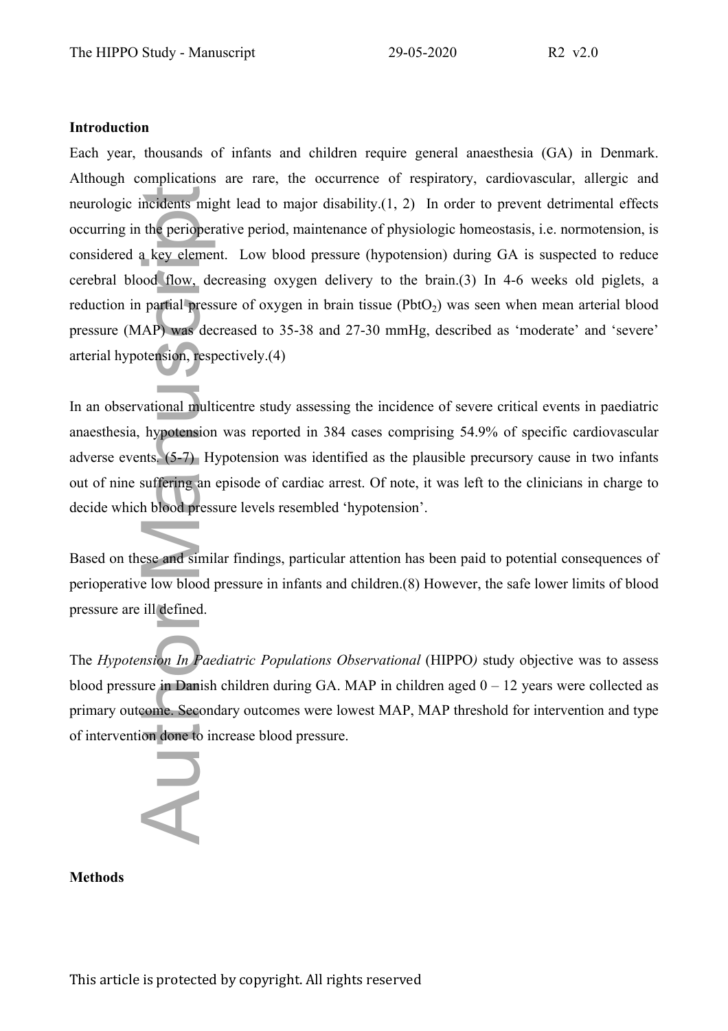## Introduction

Each year, thousands of infants and children require general anaesthesia (GA) in Denmark. Although complications are rare, the occurrence of respiratory, cardiovascular, allergic and neurologic incidents might lead to major disability.(1, 2) In order to prevent detrimental effects occurring in the perioperative period, maintenance of physiologic homeostasis, i.e. normotension, is considered a key element. Low blood pressure (hypotension) during GA is suspected to reduce cerebral blood flow, decreasing oxygen delivery to the brain.(3) In 4-6 weeks old piglets, a reduction in partial pressure of oxygen in brain tissue ($PbtO_2$) was seen when mean arterial blood pressure (MAP) was decreased to 35-38 and 27-30 mmHg, described as 'moderate' and 'severe' arterial hypotension, respectively.(4)

In an observational multicentre study assessing the incidence of severe critical events in paediatric anaesthesia, hypotension was reported in 384 cases comprising 54.9% of specific cardiovascular adverse events. (5-7) Hypotension was identified as the plausible precursory cause in two infants out of nine suffering an episode of cardiac arrest. Of note, it was left to the clinicians in charge to decide which blood pressure levels resembled 'hypotension'.

Based on these and similar findings, particular attention has been paid to potential consequences of perioperative low blood pressure in infants and children.(8) However, the safe lower limits of blood pressure are ill defined.

The *Hypotension In Paediatric Populations Observational* (HIPPO*)* study objective was to assess blood pressure in Danish children during GA. MAP in children aged 0 – 12 years were collected as primary outcome. Secondary outcomes were lowest MAP, MAP threshold for intervention and type of intervention done to increase blood pressure.

## Methods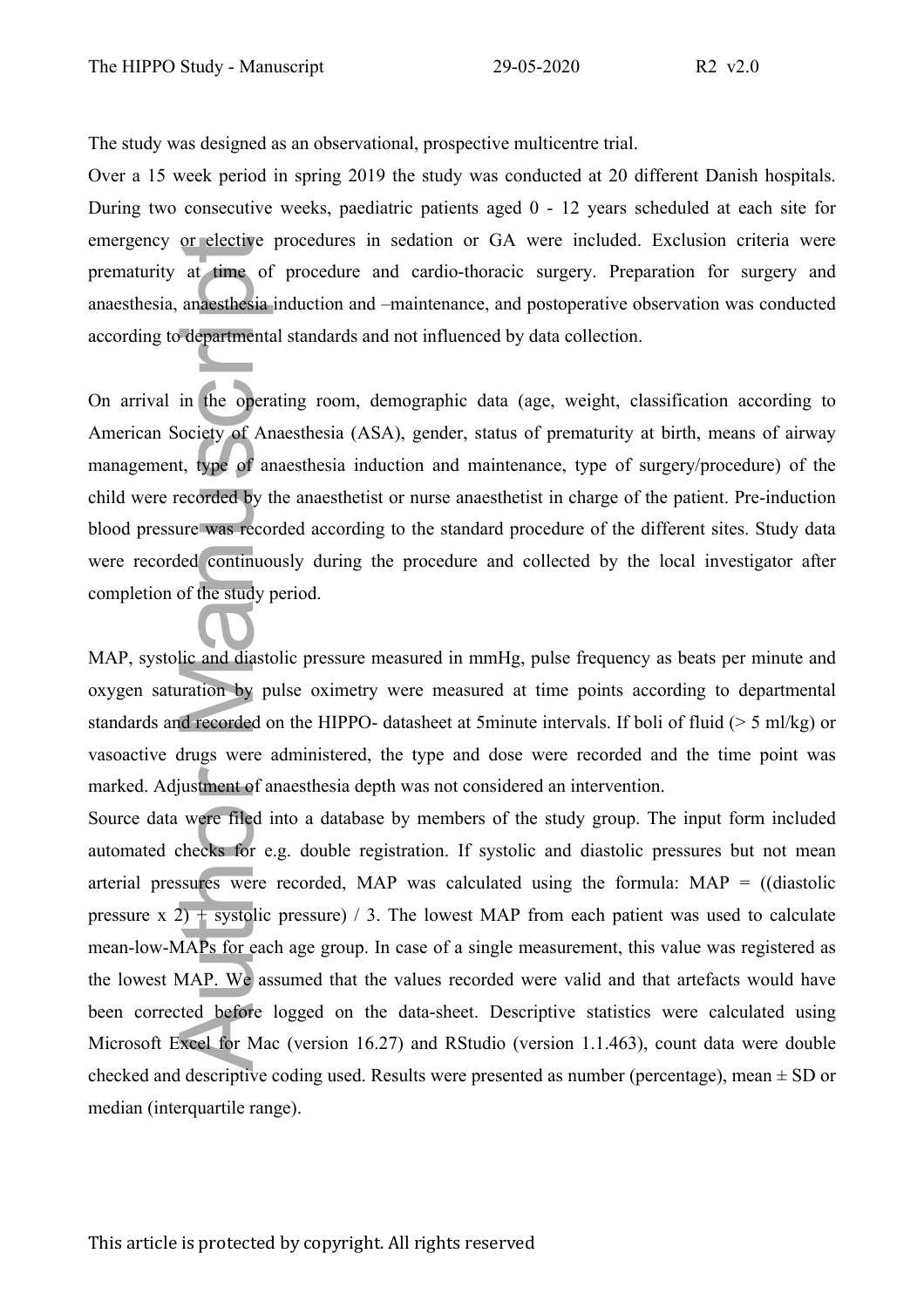The study was designed as an observational, prospective multicentre trial.

Over a 15 week period in spring 2019 the study was conducted at 20 different Danish hospitals. During two consecutive weeks, paediatric patients aged 0 - 12 years scheduled at each site for emergency or elective procedures in sedation or GA were included. Exclusion criteria were prematurity at time of procedure and cardio-thoracic surgery. Preparation for surgery and anaesthesia, anaesthesia induction and –maintenance, and postoperative observation was conducted according to departmental standards and not influenced by data collection.

On arrival in the operating room, demographic data (age, weight, classification according to American Society of Anaesthesia (ASA), gender, status of prematurity at birth, means of airway management, type of anaesthesia induction and maintenance, type of surgery/procedure) of the child were recorded by the anaesthetist or nurse anaesthetist in charge of the patient. Pre-induction blood pressure was recorded according to the standard procedure of the different sites. Study data were recorded continuously during the procedure and collected by the local investigator after completion of the study period.

MAP, systolic and diastolic pressure measured in mmHg, pulse frequency as beats per minute and oxygen saturation by pulse oximetry were measured at time points according to departmental standards and recorded on the HIPPO- datasheet at 5minute intervals. If boli of fluid (> 5 ml/kg) or vasoactive drugs were administered, the type and dose were recorded and the time point was marked. Adjustment of anaesthesia depth was not considered an intervention.

Source data were filed into a database by members of the study group. The input form included automated checks for e.g. double registration. If systolic and diastolic pressures but not mean arterial pressures were recorded, MAP was calculated using the formula: MAP = ((diastolic pressure x 2) + systolic pressure) / 3. The lowest MAP from each patient was used to calculate mean-low-MAPs for each age group. In case of a single measurement, this value was registered as the lowest MAP. We assumed that the values recorded were valid and that artefacts would have been corrected before logged on the data-sheet. Descriptive statistics were calculated using Microsoft Excel for Mac (version 16.27) and RStudio (version 1.1.463), count data were double checked and descriptive coding used. Results were presented as number (percentage), mean ± SD or median (interquartile range).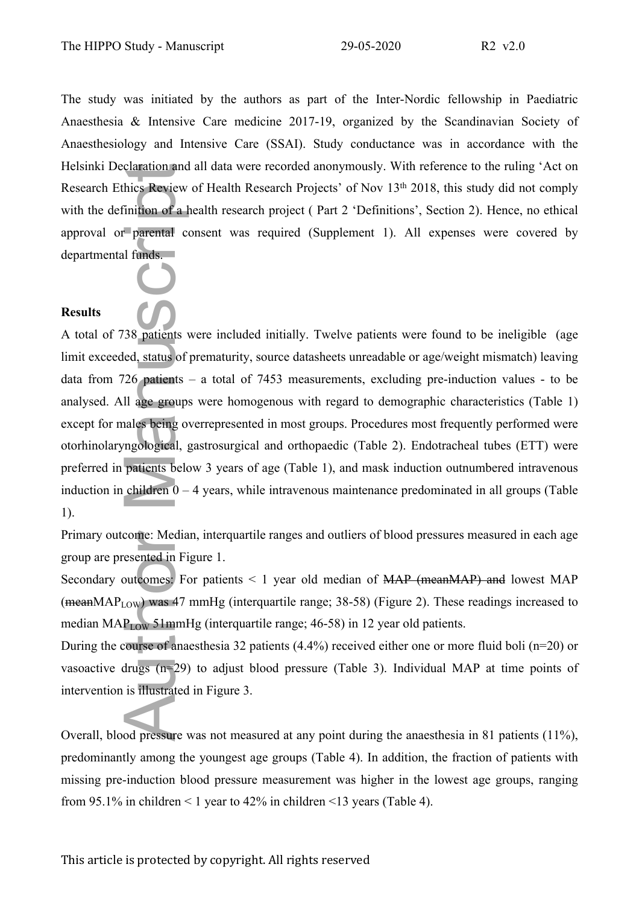The study was initiated by the authors as part of the Inter-Nordic fellowship in Paediatric Anaesthesia & Intensive Care medicine 2017-19, organized by the Scandinavian Society of Anaesthesiology and Intensive Care (SSAI). Study conductance was in accordance with the Helsinki Declaration and all data were recorded anonymously. With reference to the ruling 'Act on Research Ethics Review of Health Research Projects' of Nov 13th 2018, this study did not comply with the definition of a health research project ( Part 2 'Definitions', Section 2). Hence, no ethical approval or parental consent was required (Supplement 1). All expenses were covered by departmental funds.

## Results

A total of 738 patients were included initially. Twelve patients were found to be ineligible (age limit exceeded, status of prematurity, source datasheets unreadable or age/weight mismatch) leaving data from 726 patients – a total of 7453 measurements, excluding pre-induction values - to be analysed. All age groups were homogenous with regard to demographic characteristics (Table 1) except for males being overrepresented in most groups. Procedures most frequently performed were otorhinolaryngological, gastrosurgical and orthopaedic (Table 2). Endotracheal tubes (ETT) were preferred in patients below 3 years of age (Table 1), and mask induction outnumbered intravenous induction in children 0 – 4 years, while intravenous maintenance predominated in all groups (Table 1).

Primary outcome: Median, interquartile ranges and outliers of blood pressures measured in each age group are presented in Figure 1.

Secondary outcomes: For patients < 1 year old median of ~~MAP (meanMAP) and~~ lowest MAP (~~mean~~$MAP_{LOW}$) was 47 mmHg (interquartile range; 38-58) (Figure 2). These readings increased to median $MAP_{LOW}$ 51mmHg (interquartile range; 46-58) in 12 year old patients.

During the course of anaesthesia 32 patients (4.4%) received either one or more fluid boli (n=20) or vasoactive drugs (n=29) to adjust blood pressure (Table 3). Individual MAP at time points of intervention is illustrated in Figure 3.

Overall, blood pressure was not measured at any point during the anaesthesia in 81 patients (11%), predominantly among the youngest age groups (Table 4). In addition, the fraction of patients with missing pre-induction blood pressure measurement was higher in the lowest age groups, ranging from 95.1% in children < 1 year to 42% in children <13 years (Table 4).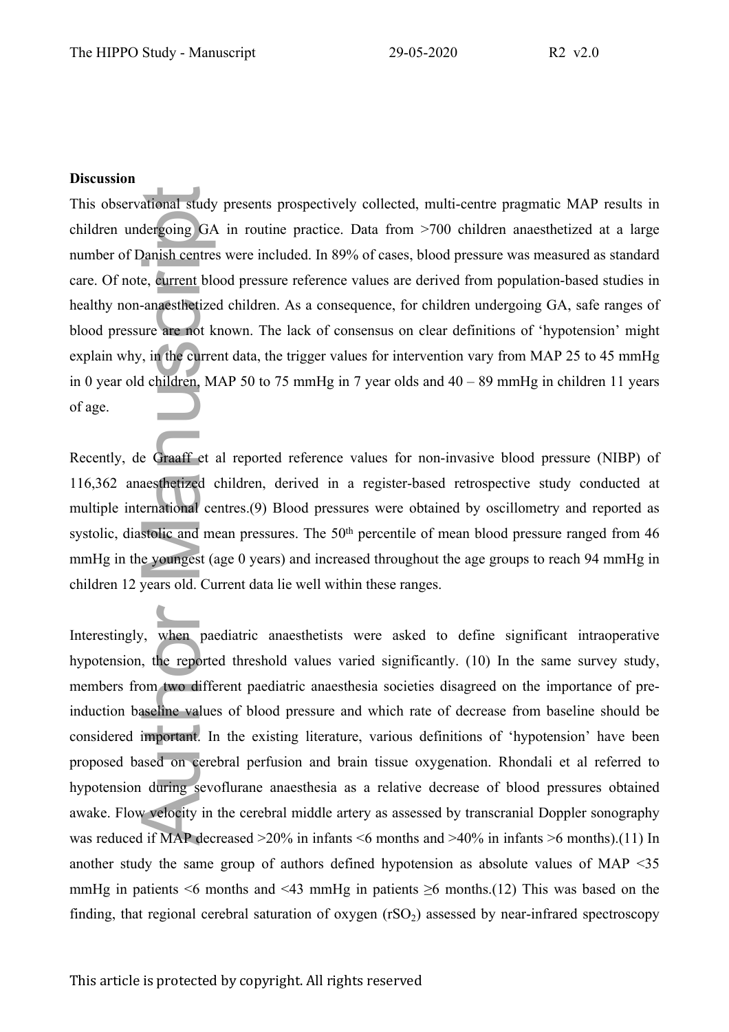**Discussion**

This observational study presents prospectively collected, multi-centre pragmatic MAP results in children undergoing GA in routine practice. Data from >700 children anaesthetized at a large number of Danish centres were included. In 89% of cases, blood pressure was measured as standard care. Of note, current blood pressure reference values are derived from population-based studies in healthy non-anaesthetized children. As a consequence, for children undergoing GA, safe ranges of blood pressure are not known. The lack of consensus on clear definitions of 'hypotension' might explain why, in the current data, the trigger values for intervention vary from MAP 25 to 45 mmHg in 0 year old children, MAP 50 to 75 mmHg in 7 year olds and 40 – 89 mmHg in children 11 years of age.

Recently, de Graaff et al reported reference values for non-invasive blood pressure (NIBP) of 116,362 anaesthetized children, derived in a register-based retrospective study conducted at multiple international centres.(9) Blood pressures were obtained by oscillometry and reported as systolic, diastolic and mean pressures. The 50th percentile of mean blood pressure ranged from 46 mmHg in the youngest (age 0 years) and increased throughout the age groups to reach 94 mmHg in children 12 years old. Current data lie well within these ranges.

Interestingly, when paediatric anaesthetists were asked to define significant intraoperative hypotension, the reported threshold values varied significantly. (10) In the same survey study, members from two different paediatric anaesthesia societies disagreed on the importance of pre-induction baseline values of blood pressure and which rate of decrease from baseline should be considered important. In the existing literature, various definitions of 'hypotension' have been proposed based on cerebral perfusion and brain tissue oxygenation. Rhondali et al referred to hypotension during sevoflurane anaesthesia as a relative decrease of blood pressures obtained awake. Flow velocity in the cerebral middle artery as assessed by transcranial Doppler sonography was reduced if MAP decreased >20% in infants <6 months and >40% in infants >6 months).(11) In another study the same group of authors defined hypotension as absolute values of MAP <35 mmHg in patients <6 months and <43 mmHg in patients ≥6 months.(12) This was based on the finding, that regional cerebral saturation of oxygen ($rSO_2$) assessed by near-infrared spectroscopy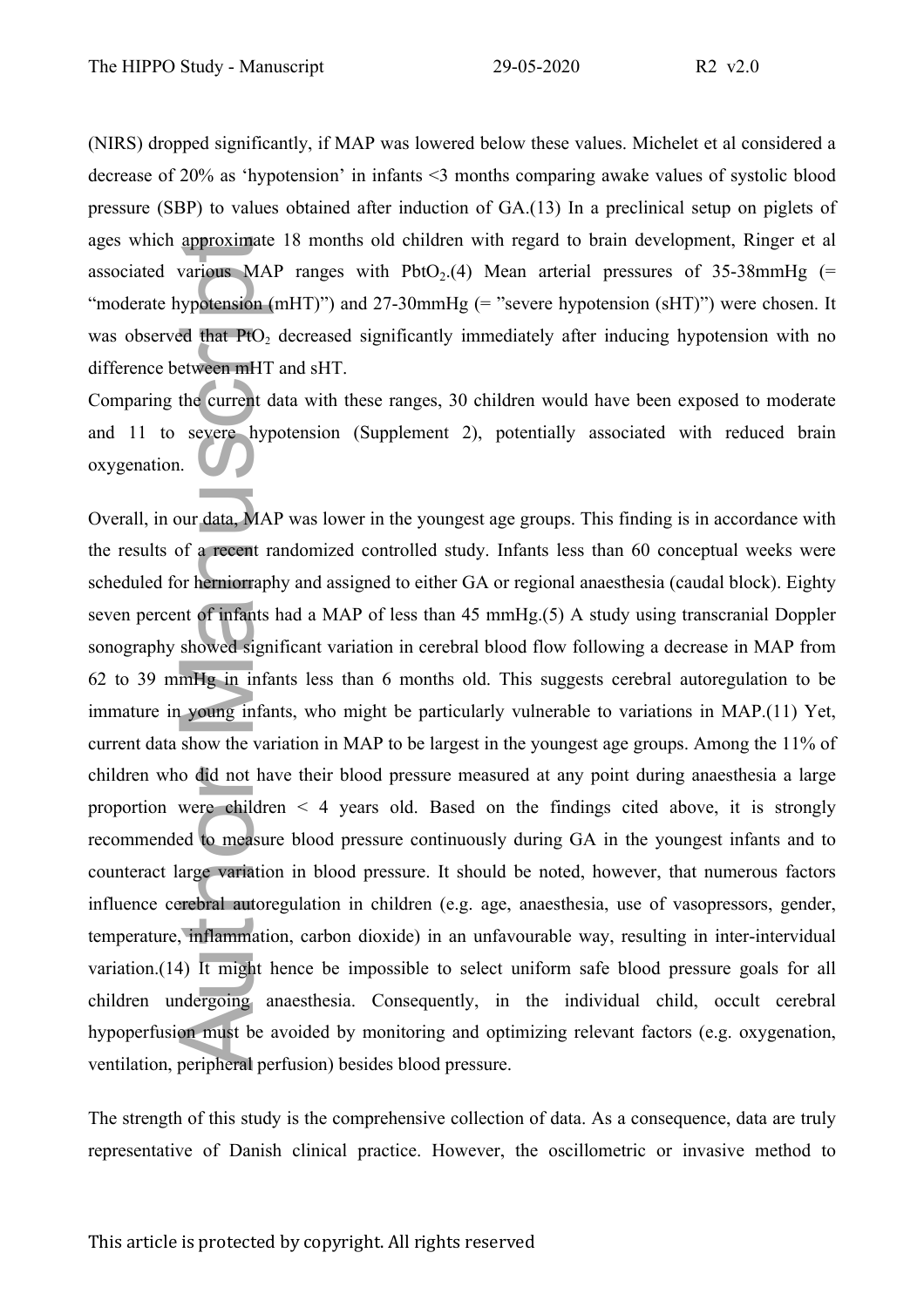(NIRS) dropped significantly, if MAP was lowered below these values. Michelet et al considered a decrease of 20% as 'hypotension' in infants <3 months comparing awake values of systolic blood pressure (SBP) to values obtained after induction of GA.(13) In a preclinical setup on piglets of ages which approximate 18 months old children with regard to brain development, Ringer et al associated various MAP ranges with $PbtO_2$.(4) Mean arterial pressures of 35-38mmHg (= "moderate hypotension (mHT)") and 27-30mmHg (= "severe hypotension (sHT)") were chosen. It was observed that $PtO_2$ decreased significantly immediately after inducing hypotension with no difference between mHT and sHT.

Comparing the current data with these ranges, 30 children would have been exposed to moderate and 11 to severe hypotension (Supplement 2), potentially associated with reduced brain oxygenation.

Overall, in our data, MAP was lower in the youngest age groups. This finding is in accordance with the results of a recent randomized controlled study. Infants less than 60 conceptual weeks were scheduled for herniorraphy and assigned to either GA or regional anaesthesia (caudal block). Eighty seven percent of infants had a MAP of less than 45 mmHg.(5) A study using transcranial Doppler sonography showed significant variation in cerebral blood flow following a decrease in MAP from 62 to 39 mmHg in infants less than 6 months old. This suggests cerebral autoregulation to be immature in young infants, who might be particularly vulnerable to variations in MAP.(11) Yet, current data show the variation in MAP to be largest in the youngest age groups. Among the 11% of children who did not have their blood pressure measured at any point during anaesthesia a large proportion were children < 4 years old. Based on the findings cited above, it is strongly recommended to measure blood pressure continuously during GA in the youngest infants and to counteract large variation in blood pressure. It should be noted, however, that numerous factors influence cerebral autoregulation in children (e.g. age, anaesthesia, use of vasopressors, gender, temperature, inflammation, carbon dioxide) in an unfavourable way, resulting in inter-intervidual variation.(14) It might hence be impossible to select uniform safe blood pressure goals for all children undergoing anaesthesia. Consequently, in the individual child, occult cerebral hypoperfusion must be avoided by monitoring and optimizing relevant factors (e.g. oxygenation, ventilation, peripheral perfusion) besides blood pressure.

The strength of this study is the comprehensive collection of data. As a consequence, data are truly representative of Danish clinical practice. However, the oscillometric or invasive method to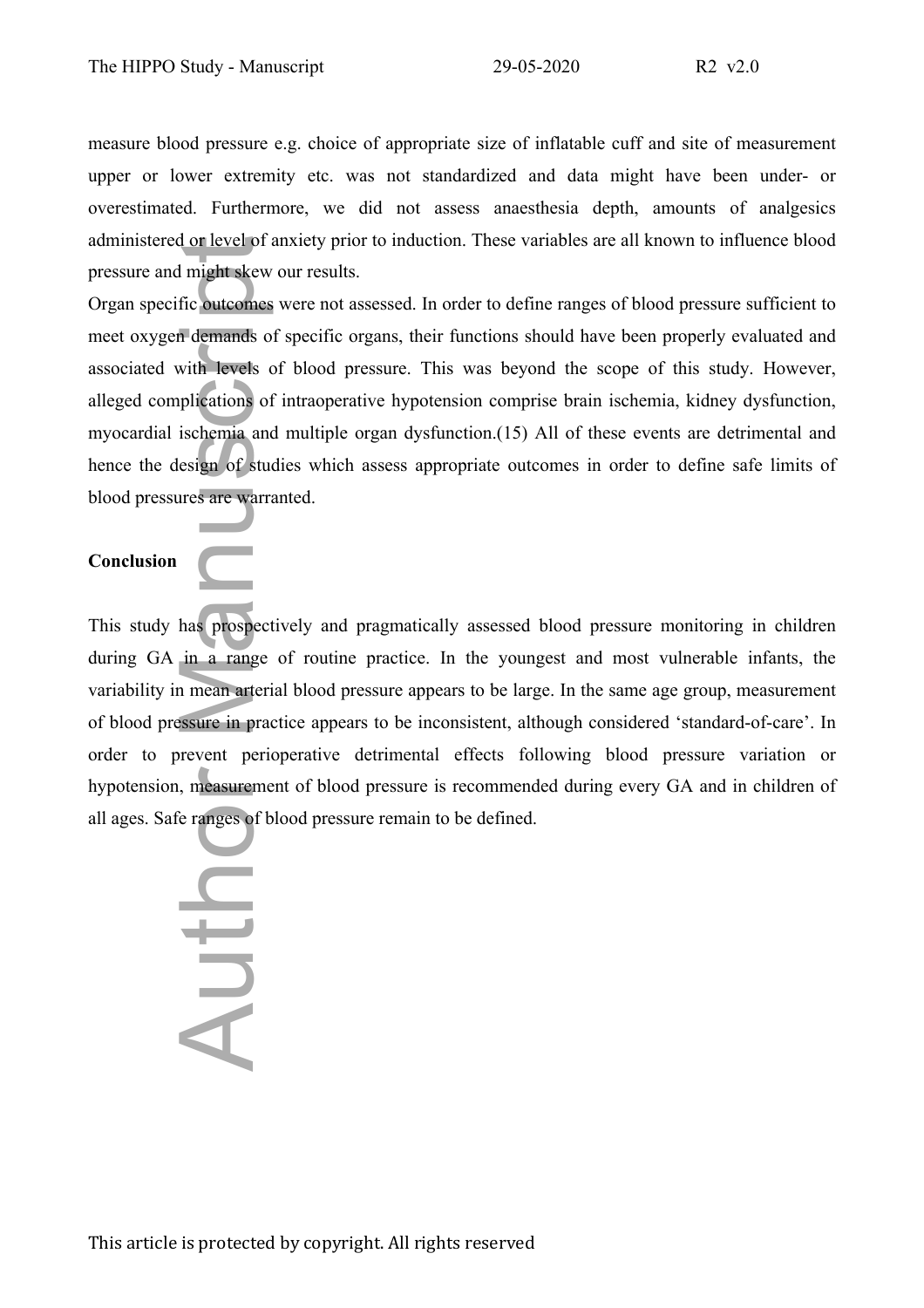measure blood pressure e.g. choice of appropriate size of inflatable cuff and site of measurement upper or lower extremity etc. was not standardized and data might have been under- or overestimated. Furthermore, we did not assess anaesthesia depth, amounts of analgesics administered or level of anxiety prior to induction. These variables are all known to influence blood pressure and might skew our results.

Organ specific outcomes were not assessed. In order to define ranges of blood pressure sufficient to meet oxygen demands of specific organs, their functions should have been properly evaluated and associated with levels of blood pressure. This was beyond the scope of this study. However, alleged complications of intraoperative hypotension comprise brain ischemia, kidney dysfunction, myocardial ischemia and multiple organ dysfunction.(15) All of these events are detrimental and hence the design of studies which assess appropriate outcomes in order to define safe limits of blood pressures are warranted.

## Conclusion

This study has prospectively and pragmatically assessed blood pressure monitoring in children during GA in a range of routine practice. In the youngest and most vulnerable infants, the variability in mean arterial blood pressure appears to be large. In the same age group, measurement of blood pressure in practice appears to be inconsistent, although considered 'standard-of-care'. In order to prevent perioperative detrimental effects following blood pressure variation or hypotension, measurement of blood pressure is recommended during every GA and in children of all ages. Safe ranges of blood pressure remain to be defined.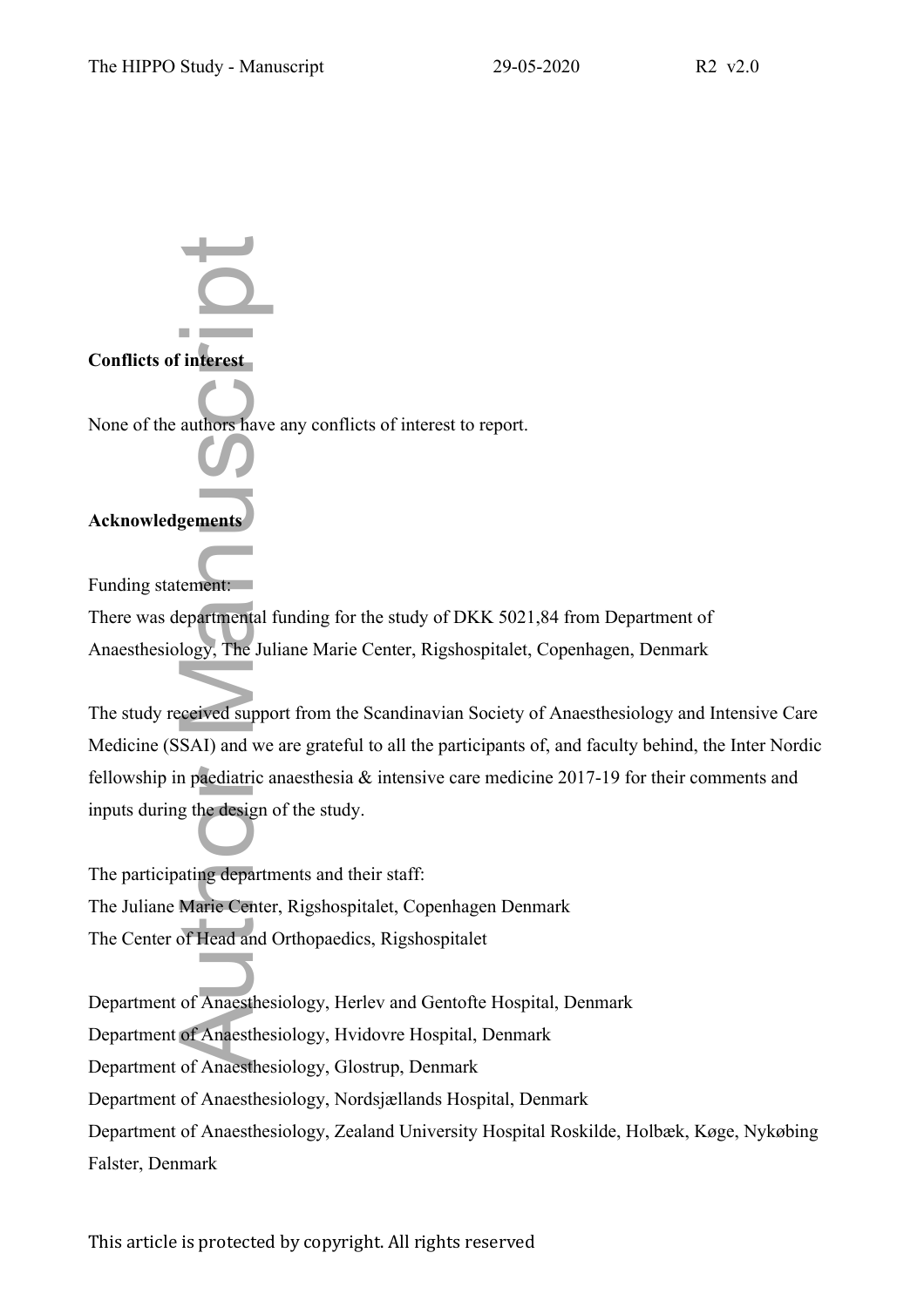**Conflicts of interest**

None of the authors have any conflicts of interest to report.

**Acknowledgements**

Funding statement:
There was departmental funding for the study of DKK 5021,84 from Department of Anaesthesiology, The Juliane Marie Center, Rigshospitalet, Copenhagen, Denmark

The study received support from the Scandinavian Society of Anaesthesiology and Intensive Care Medicine (SSAI) and we are grateful to all the participants of, and faculty behind, the Inter Nordic fellowship in paediatric anaesthesia & intensive care medicine 2017-19 for their comments and inputs during the design of the study.

The participating departments and their staff:
The Juliane Marie Center, Rigshospitalet, Copenhagen Denmark
The Center of Head and Orthopaedics, Rigshospitalet

Department of Anaesthesiology, Herlev and Gentofte Hospital, Denmark
Department of Anaesthesiology, Hvidovre Hospital, Denmark
Department of Anaesthesiology, Glostrup, Denmark
Department of Anaesthesiology, Nordsjællands Hospital, Denmark
Department of Anaesthesiology, Zealand University Hospital Roskilde, Holbæk, Køge, Nykøbing Falster, Denmark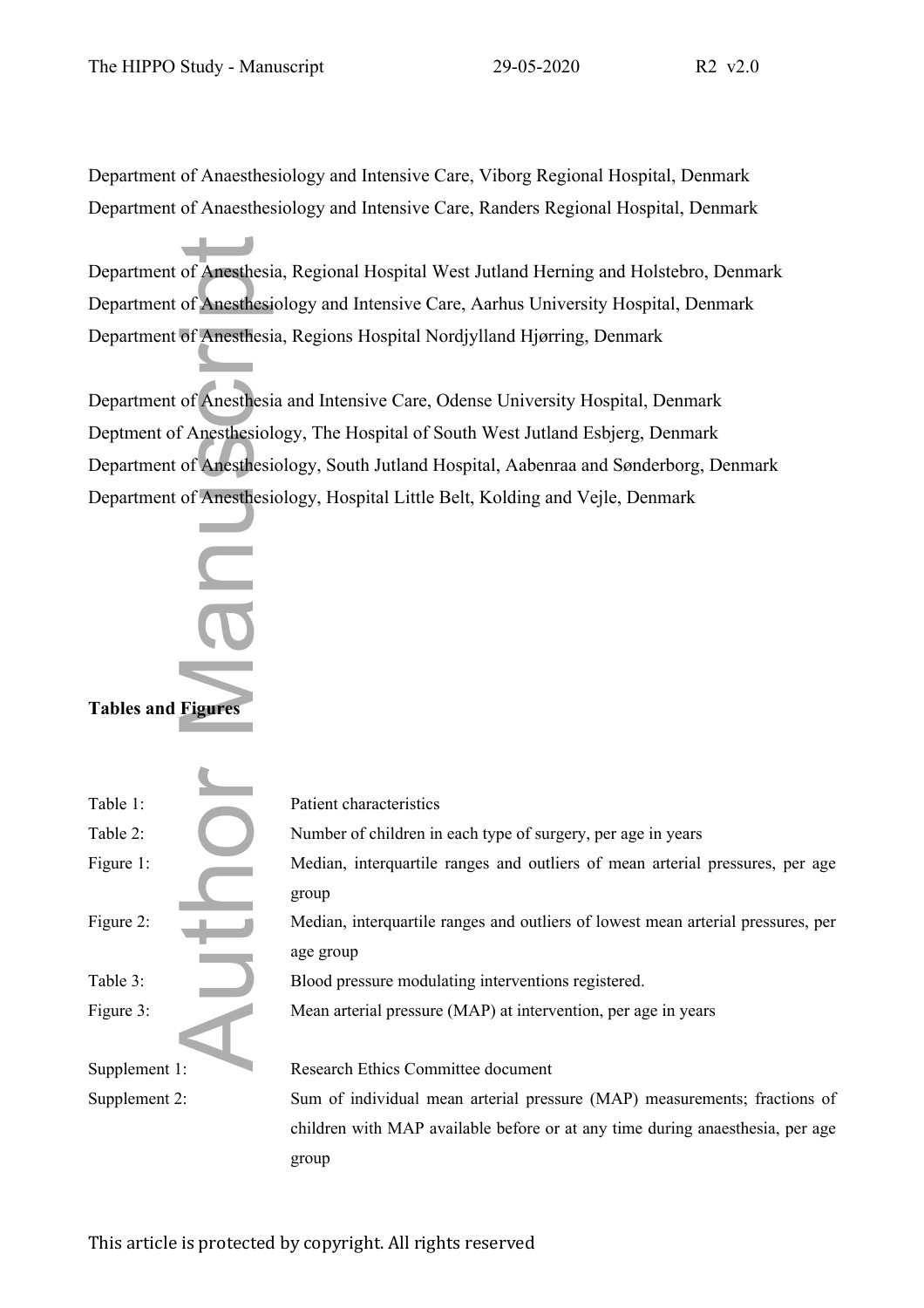Department of Anaesthesiology and Intensive Care, Viborg Regional Hospital, Denmark
Department of Anaesthesiology and Intensive Care, Randers Regional Hospital, Denmark

Department of Anesthesia, Regional Hospital West Jutland Herning and Holstebro, Denmark
Department of Anesthesiology and Intensive Care, Aarhus University Hospital, Denmark
Department of Anesthesia, Regions Hospital Nordjylland Hjørring, Denmark

Department of Anesthesia and Intensive Care, Odense University Hospital, Denmark
Deptment of Anesthesiology, The Hospital of South West Jutland Esbjerg, Denmark
Department of Anesthesiology, South Jutland Hospital, Aabenraa and Sønderborg, Denmark
Department of Anesthesiology, Hospital Little Belt, Kolding and Vejle, Denmark

**Tables and Figures**

| | |
|---|---|
| Table 1: | Patient characteristics |
| Table 2: | Number of children in each type of surgery, per age in years |
| Figure 1: | Median, interquartile ranges and outliers of mean arterial pressures, per age group |
| Figure 2: | Median, interquartile ranges and outliers of lowest mean arterial pressures, per age group |
| Table 3: | Blood pressure modulating interventions registered. |
| Figure 3: | Mean arterial pressure (MAP) at intervention, per age in years |
| Supplement 1: | Research Ethics Committee document |
| Supplement 2: | Sum of individual mean arterial pressure (MAP) measurements; fractions of children with MAP available before or at any time during anaesthesia, per age group |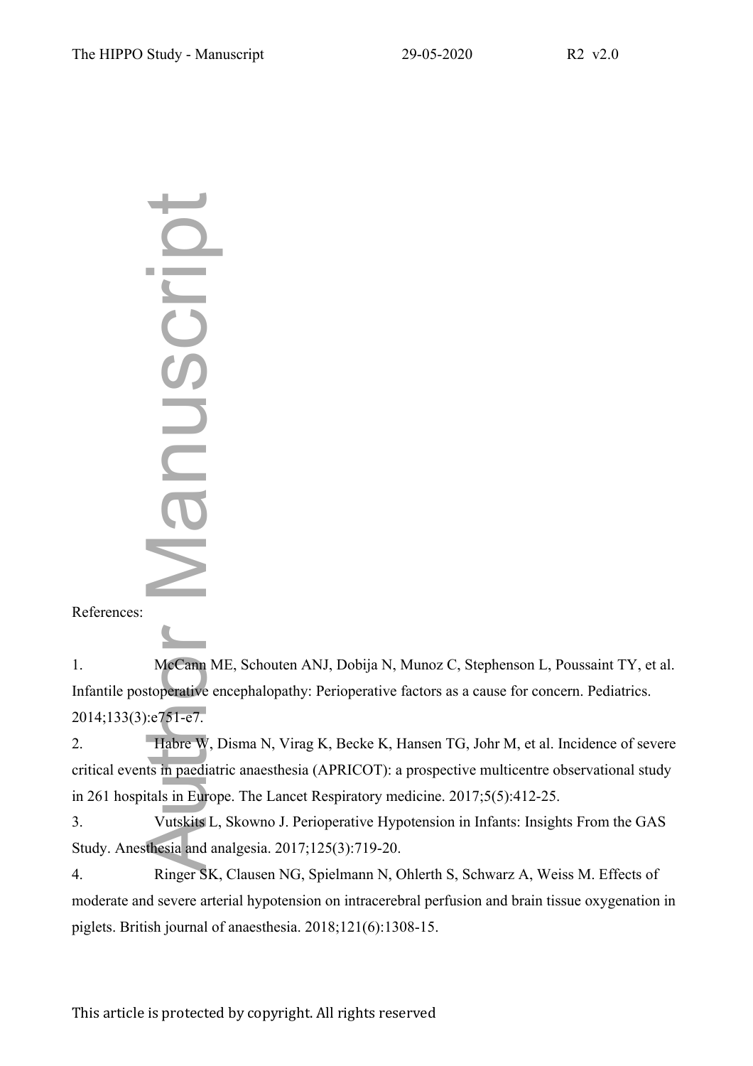References:

1. McCann ME, Schouten ANJ, Dobija N, Munoz C, Stephenson L, Poussaint TY, et al. Infantile postoperative encephalopathy: Perioperative factors as a cause for concern. Pediatrics. 2014;133(3):e751-e7.
2. Habre W, Disma N, Virag K, Becke K, Hansen TG, Johr M, et al. Incidence of severe critical events in paediatric anaesthesia (APRICOT): a prospective multicentre observational study in 261 hospitals in Europe. The Lancet Respiratory medicine. 2017;5(5):412-25.
3. Vutskits L, Skowno J. Perioperative Hypotension in Infants: Insights From the GAS Study. Anesthesia and analgesia. 2017;125(3):719-20.
4. Ringer SK, Clausen NG, Spielmann N, Ohlerth S, Schwarz A, Weiss M. Effects of moderate and severe arterial hypotension on intracerebral perfusion and brain tissue oxygenation in piglets. British journal of anaesthesia. 2018;121(6):1308-15.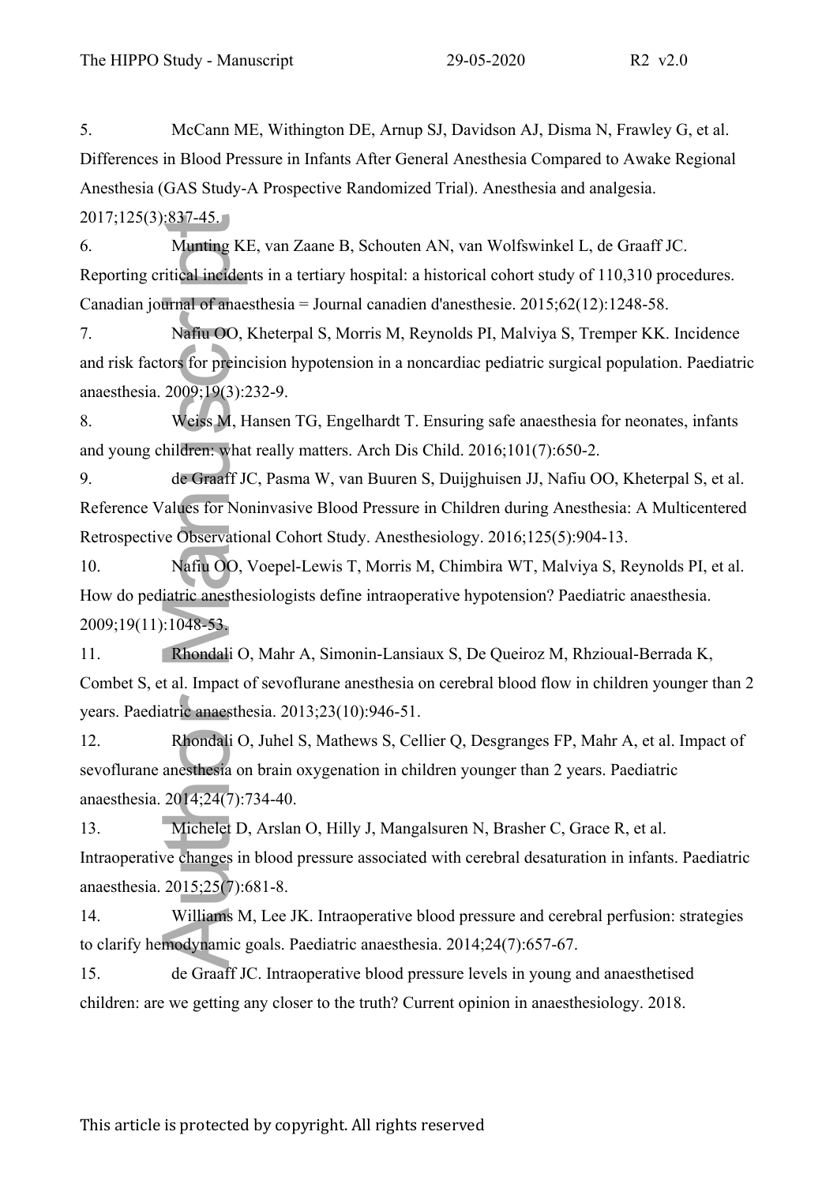5. McCann ME, Withington DE, Arnup SJ, Davidson AJ, Disma N, Frawley G, et al. Differences in Blood Pressure in Infants After General Anesthesia Compared to Awake Regional Anesthesia (GAS Study-A Prospective Randomized Trial). Anesthesia and analgesia. 2017;125(3):837-45.

6. Munting KE, van Zaane B, Schouten AN, van Wolfswinkel L, de Graaff JC. Reporting critical incidents in a tertiary hospital: a historical cohort study of 110,310 procedures. Canadian journal of anaesthesia = Journal canadien d'anesthesie. 2015;62(12):1248-58.

7. Nafiu OO, Kheterpal S, Morris M, Reynolds PI, Malviya S, Tremper KK. Incidence and risk factors for preincision hypotension in a noncardiac pediatric surgical population. Paediatric anaesthesia. 2009;19(3):232-9.

8. Weiss M, Hansen TG, Engelhardt T. Ensuring safe anaesthesia for neonates, infants and young children: what really matters. Arch Dis Child. 2016;101(7):650-2.

9. de Graaff JC, Pasma W, van Buuren S, Duijghuisen JJ, Nafiu OO, Kheterpal S, et al. Reference Values for Noninvasive Blood Pressure in Children during Anesthesia: A Multicentered Retrospective Observational Cohort Study. Anesthesiology. 2016;125(5):904-13.

10. Nafiu OO, Voepel-Lewis T, Morris M, Chimbira WT, Malviya S, Reynolds PI, et al. How do pediatric anesthesiologists define intraoperative hypotension? Paediatric anaesthesia. 2009;19(11):1048-53.

11. Rhondali O, Mahr A, Simonin-Lansiaux S, De Queiroz M, Rhzioual-Berrada K, Combet S, et al. Impact of sevoflurane anesthesia on cerebral blood flow in children younger than 2 years. Paediatric anaesthesia. 2013;23(10):946-51.

12. Rhondali O, Juhel S, Mathews S, Cellier Q, Desgranges FP, Mahr A, et al. Impact of sevoflurane anesthesia on brain oxygenation in children younger than 2 years. Paediatric anaesthesia. 2014;24(7):734-40.

13. Michelet D, Arslan O, Hilly J, Mangalsuren N, Brasher C, Grace R, et al. Intraoperative changes in blood pressure associated with cerebral desaturation in infants. Paediatric anaesthesia. 2015;25(7):681-8.

14. Williams M, Lee JK. Intraoperative blood pressure and cerebral perfusion: strategies to clarify hemodynamic goals. Paediatric anaesthesia. 2014;24(7):657-67.

15. de Graaff JC. Intraoperative blood pressure levels in young and anaesthetised children: are we getting any closer to the truth? Current opinion in anaesthesiology. 2018.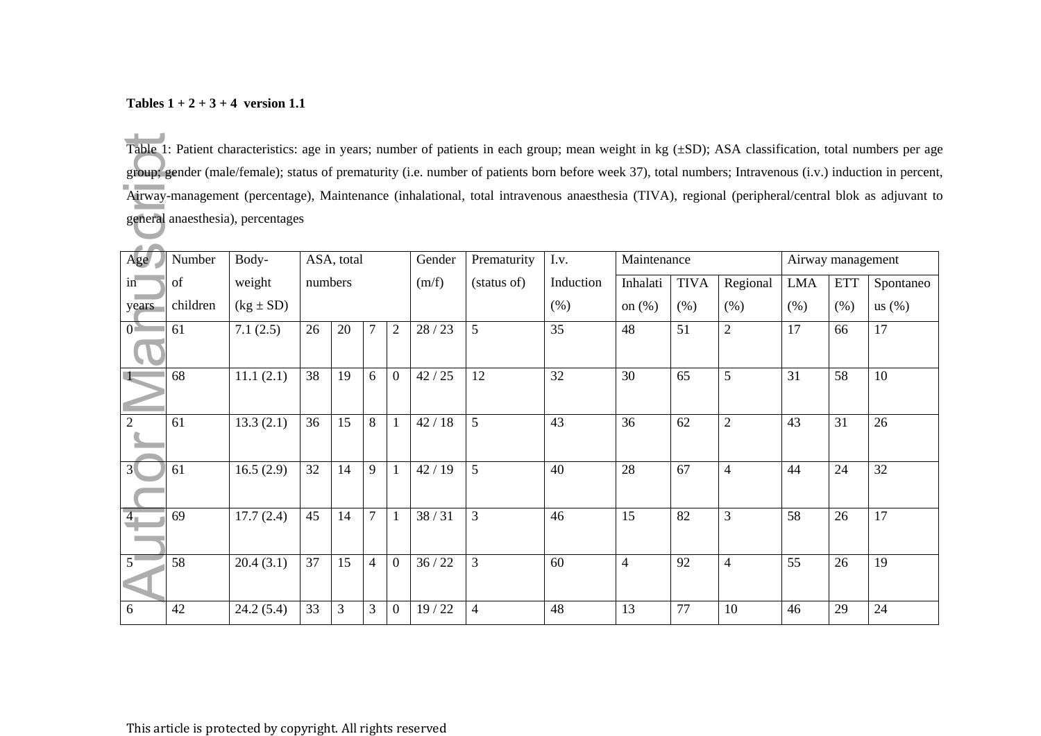**Tables 1 + 2 + 3 + 4 version 1.1**

Table 1: Patient characteristics: age in years; number of patients in each group; mean weight in kg (±SD); ASA classification, total numbers per age group; gender (male/female); status of prematurity (i.e. number of patients born before week 37), total numbers; Intravenous (i.v.) induction in percent, Airway-management (percentage), Maintenance (inhalational, total intravenous anaesthesia (TIVA), regional (peripheral/central blok as adjuvant to general anaesthesia), percentages

| Age in years | Number of children | Body-weight (kg ± SD) | ASA, total numbers | | | | Gender (m/f) | Prematurity (status of) | I.v. Induction (%) | Maintenance | | | Airway management | | |
|---|---|---|---|---|---|---|---|---|---|---|---|---|---|---|---|
| | | | | | | | | | | Inhalation (%) | TIVA (%) | Regional (%) | LMA (%) | ETT (%) | Spontaneous (%) |
| 0 | 61 | 7.1 (2.5) | 26 | 20 | 7 | 2 | 28 / 23 | 5 | 35 | 48 | 51 | 2 | 17 | 66 | 17 |
| 1 | 68 | 11.1 (2.1) | 38 | 19 | 6 | 0 | 42 / 25 | 12 | 32 | 30 | 65 | 5 | 31 | 58 | 10 |
| 2 | 61 | 13.3 (2.1) | 36 | 15 | 8 | 1 | 42 / 18 | 5 | 43 | 36 | 62 | 2 | 43 | 31 | 26 |
| 3 | 61 | 16.5 (2.9) | 32 | 14 | 9 | 1 | 42 / 19 | 5 | 40 | 28 | 67 | 4 | 44 | 24 | 32 |
| 4 | 69 | 17.7 (2.4) | 45 | 14 | 7 | 1 | 38 / 31 | 3 | 46 | 15 | 82 | 3 | 58 | 26 | 17 |
| 5 | 58 | 20.4 (3.1) | 37 | 15 | 4 | 0 | 36 / 22 | 3 | 60 | 4 | 92 | 4 | 55 | 26 | 19 |
| 6 | 42 | 24.2 (5.4) | 33 | 3 | 3 | 0 | 19 / 22 | 4 | 48 | 13 | 77 | 10 | 46 | 29 | 24 |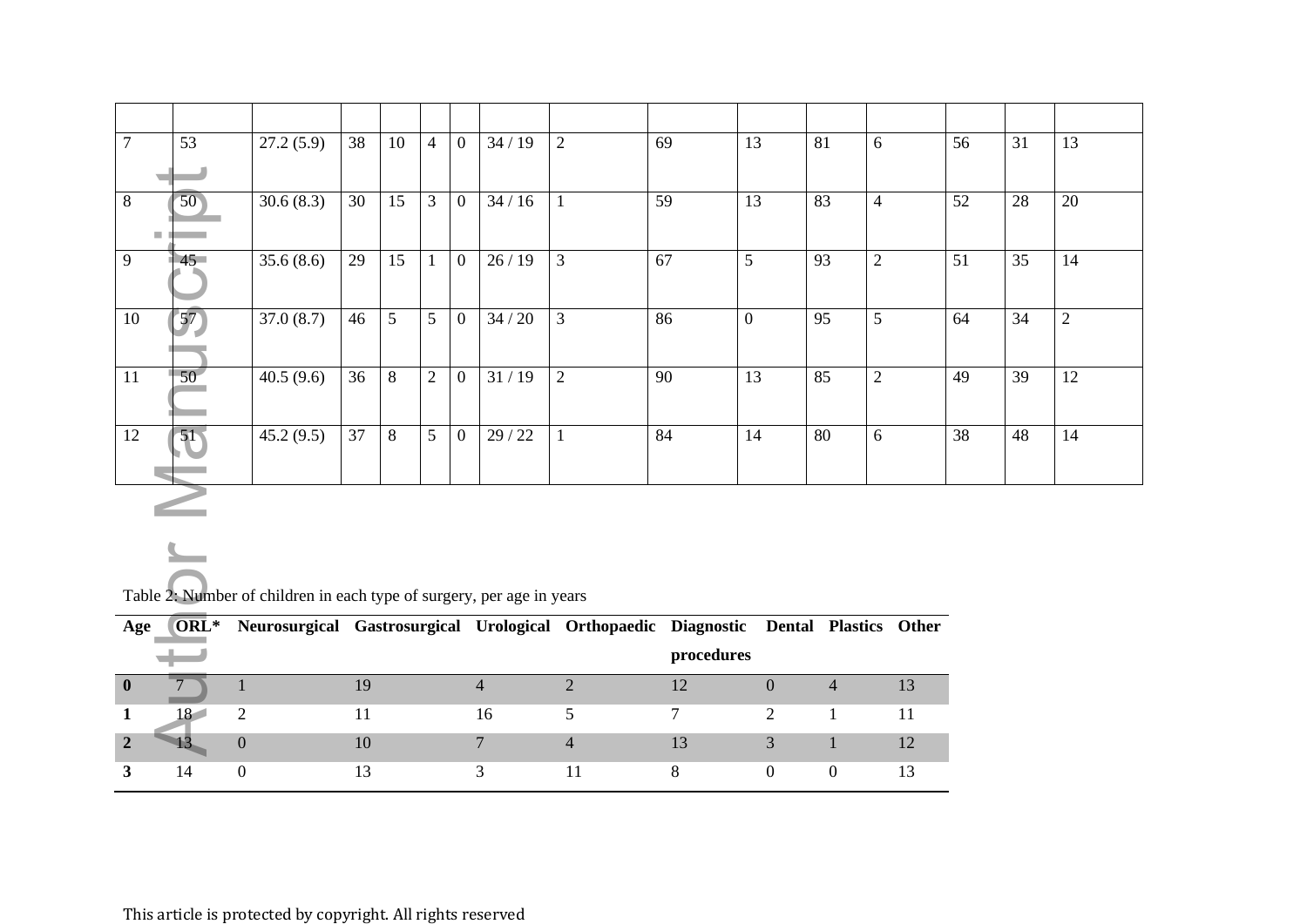| | | | | | | | | | | | | | | | |
|---|---|---|---|---|---|---|---|---|---|---|---|---|---|---|---|
| 7 | 53 | 27.2 (5.9) | 38 | 10 | 4 | 0 | 34 / 19 | 2 | 69 | 13 | 81 | 6 | 56 | 31 | 13 |
| 8 | 50 | 30.6 (8.3) | 30 | 15 | 3 | 0 | 34 / 16 | 1 | 59 | 13 | 83 | 4 | 52 | 28 | 20 |
| 9 | 45 | 35.6 (8.6) | 29 | 15 | 1 | 0 | 26 / 19 | 3 | 67 | 5 | 93 | 2 | 51 | 35 | 14 |
| 10 | 57 | 37.0 (8.7) | 46 | 5 | 5 | 0 | 34 / 20 | 3 | 86 | 0 | 95 | 5 | 64 | 34 | 2 |
| 11 | 50 | 40.5 (9.6) | 36 | 8 | 2 | 0 | 31 / 19 | 2 | 90 | 13 | 85 | 2 | 49 | 39 | 12 |
| 12 | 51 | 45.2 (9.5) | 37 | 8 | 5 | 0 | 29 / 22 | 1 | 84 | 14 | 80 | 6 | 38 | 48 | 14 |

Table 2: Number of children in each type of surgery, per age in years

| Age | ORL* | Neurosurgical | Gastrosurgical | Urological | Orthopaedic | Diagnostic procedures | Dental | Plastics | Other |
|---|---|---|---|---|---|---|---|---|---|
| **0** | 7 | 1 | 19 | 4 | 2 | 12 | 0 | 4 | 13 |
| **1** | 18 | 2 | 11 | 16 | 5 | 7 | 2 | 1 | 11 |
| **2** | 13 | 0 | 10 | 7 | 4 | 13 | 3 | 1 | 12 |
| **3** | 14 | 0 | 13 | 3 | 11 | 8 | 0 | 0 | 13 |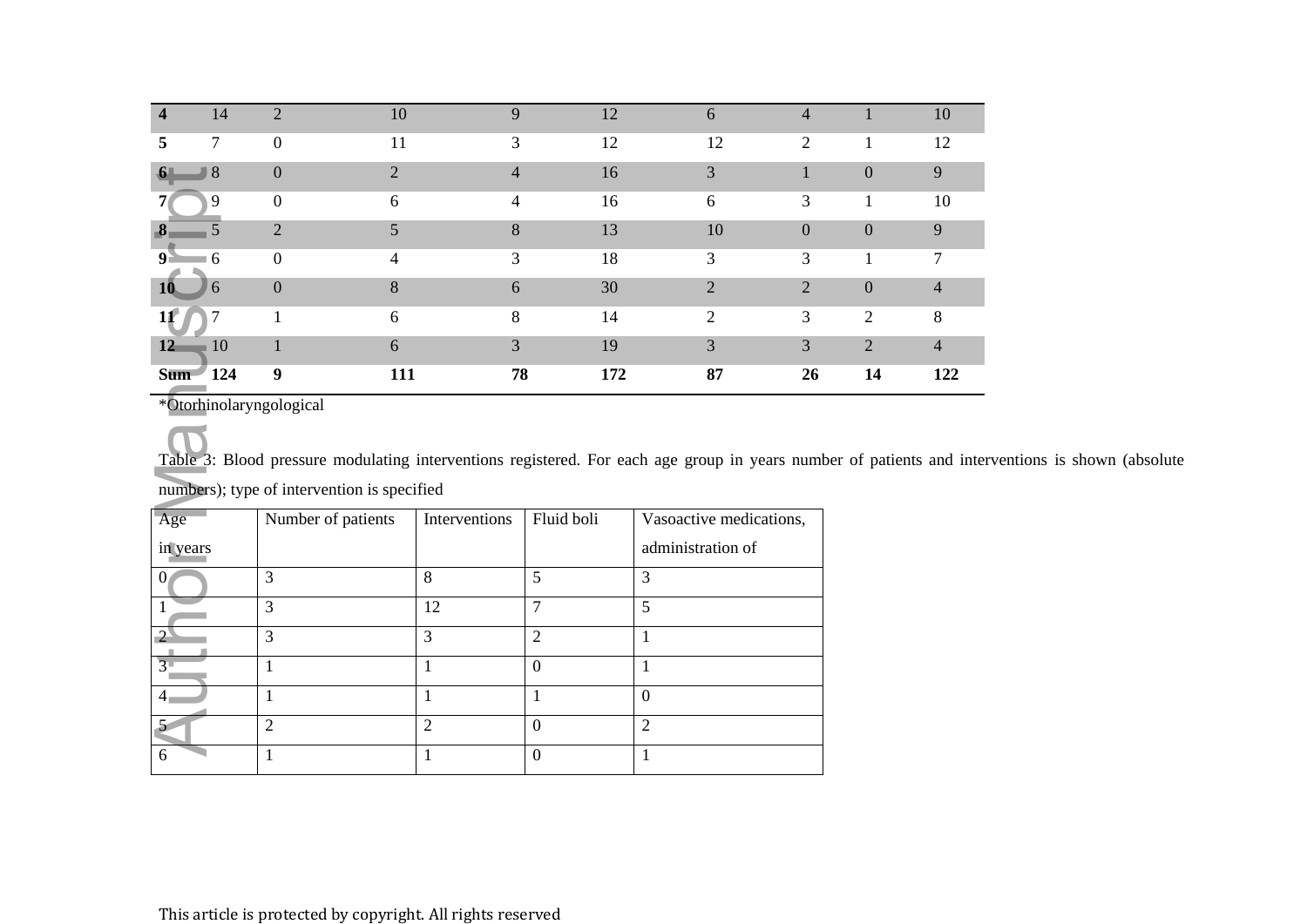| | | | | | | | | | |
|---|---|---|---|---|---|---|---|---|---|
| **4** | 14 | 2 | 10 | 9 | 12 | 6 | 4 | 1 | 10 |
| **5** | 7 | 0 | 11 | 3 | 12 | 12 | 2 | 1 | 12 |
| **6** | 8 | 0 | 2 | 4 | 16 | 3 | 1 | 0 | 9 |
| **7** | 9 | 0 | 6 | 4 | 16 | 6 | 3 | 1 | 10 |
| **8** | 5 | 2 | 5 | 8 | 13 | 10 | 0 | 0 | 9 |
| **9** | 6 | 0 | 4 | 3 | 18 | 3 | 3 | 1 | 7 |
| **10** | 6 | 0 | 8 | 6 | 30 | 2 | 2 | 0 | 4 |
| **11** | 7 | 1 | 6 | 8 | 14 | 2 | 3 | 2 | 8 |
| **12** | 10 | 1 | 6 | 3 | 19 | 3 | 3 | 2 | 4 |
| **Sum** | **124** | **9** | **111** | **78** | **172** | **87** | **26** | **14** | **122** |

*Otorhinolaryngological

Table 3: Blood pressure modulating interventions registered. For each age group in years number of patients and interventions is shown (absolute numbers); type of intervention is specified

| Age in years | Number of patients | Interventions | Fluid boli | Vasoactive medications, administration of |
|---|---|---|---|---|
| 0 | 3 | 8 | 5 | 3 |
| 1 | 3 | 12 | 7 | 5 |
| 2 | 3 | 3 | 2 | 1 |
| 3 | 1 | 1 | 0 | 1 |
| 4 | 1 | 1 | 1 | 0 |
| 5 | 2 | 2 | 0 | 2 |
| 6 | 1 | 1 | 0 | 1 |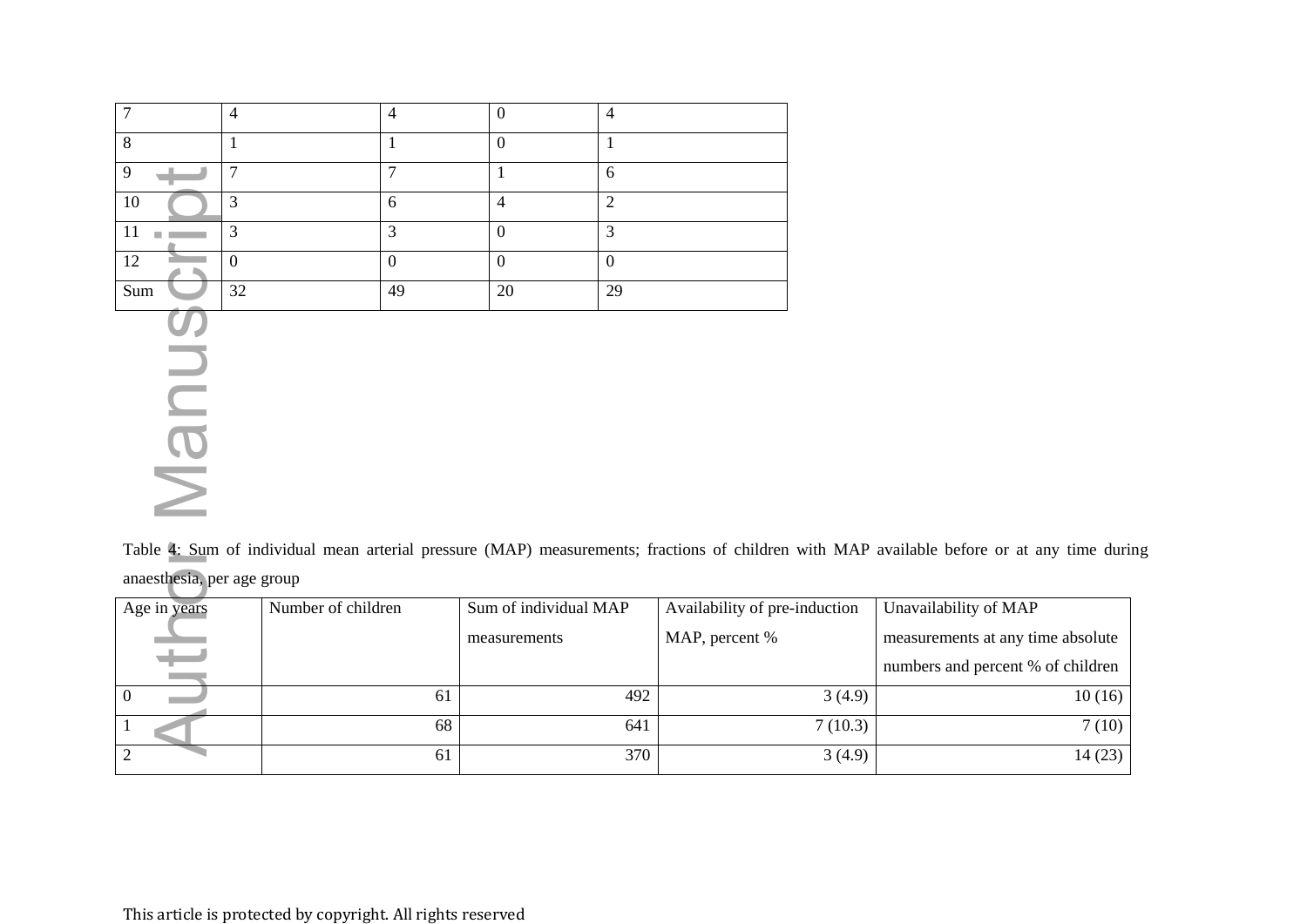| | | | | |
|---|---|---|---|---|
| 7 | 4 | 4 | 0 | 4 |
| 8 | 1 | 1 | 0 | 1 |
| 9 | 7 | 7 | 1 | 6 |
| 10 | 3 | 6 | 4 | 2 |
| 11 | 3 | 3 | 0 | 3 |
| 12 | 0 | 0 | 0 | 0 |
| Sum | 32 | 49 | 20 | 29 |

Table 4: Sum of individual mean arterial pressure (MAP) measurements; fractions of children with MAP available before or at any time during anaesthesia, per age group

| Age in years | Number of children | Sum of individual MAP measurements | Availability of pre-induction MAP, percent % | Unavailability of MAP measurements at any time absolute numbers and percent % of children |
|---|---|---|---|---|
| 0 | 61 | 492 | 3 (4.9) | 10 (16) |
| 1 | 68 | 641 | 7 (10.3) | 7 (10) |
| 2 | 61 | 370 | 3 (4.9) | 14 (23) |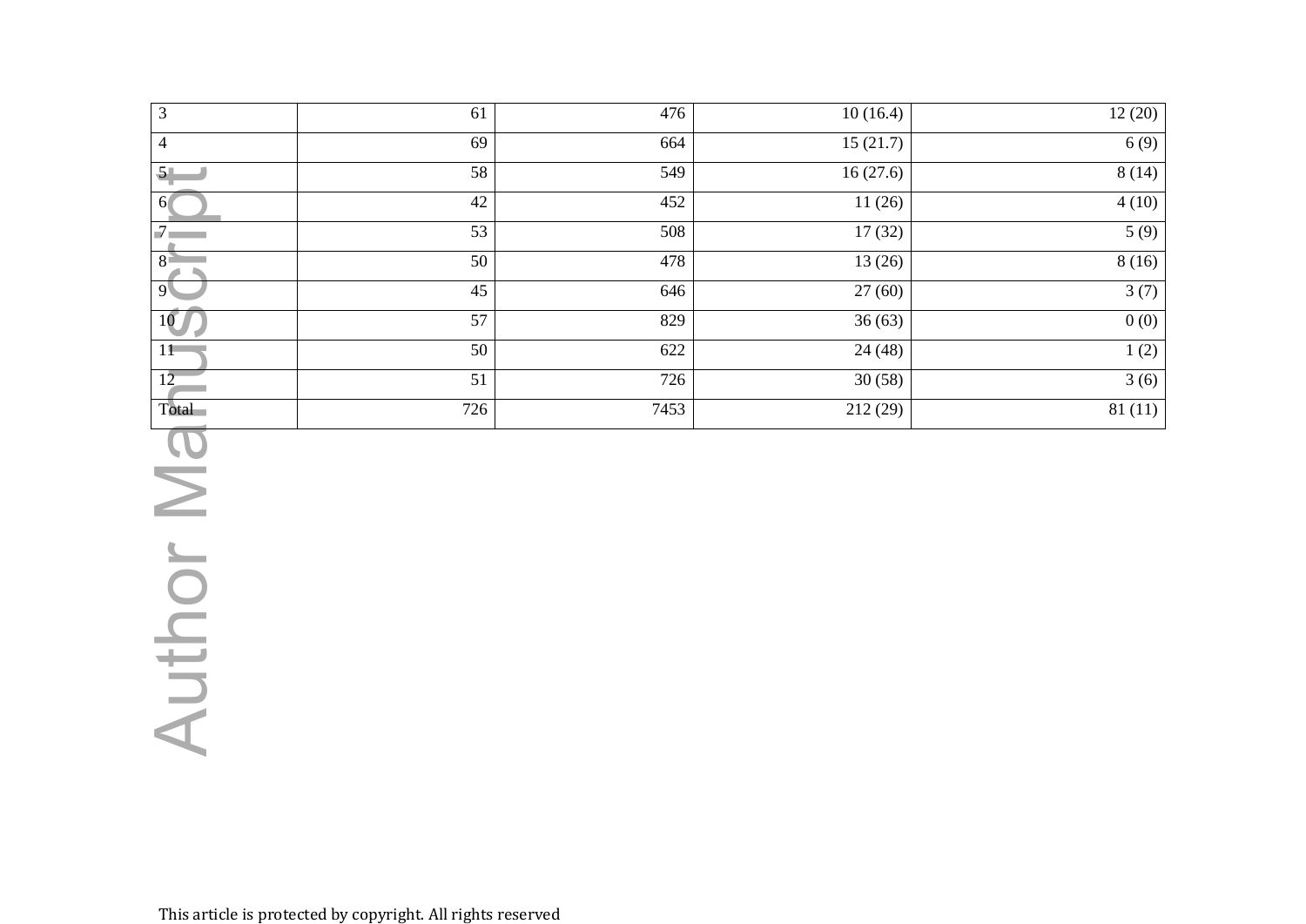| | | | | |
|---|---|---|---|---|
| 3 | 61 | 476 | 10 (16.4) | 12 (20) |
| 4 | 69 | 664 | 15 (21.7) | 6 (9) |
| 5 | 58 | 549 | 16 (27.6) | 8 (14) |
| 6 | 42 | 452 | 11 (26) | 4 (10) |
| 7 | 53 | 508 | 17 (32) | 5 (9) |
| 8 | 50 | 478 | 13 (26) | 8 (16) |
| 9 | 45 | 646 | 27 (60) | 3 (7) |
| 10 | 57 | 829 | 36 (63) | 0 (0) |
| 11 | 50 | 622 | 24 (48) | 1 (2) |
| 12 | 51 | 726 | 30 (58) | 3 (6) |
| Total | 726 | 7453 | 212 (29) | 81 (11) |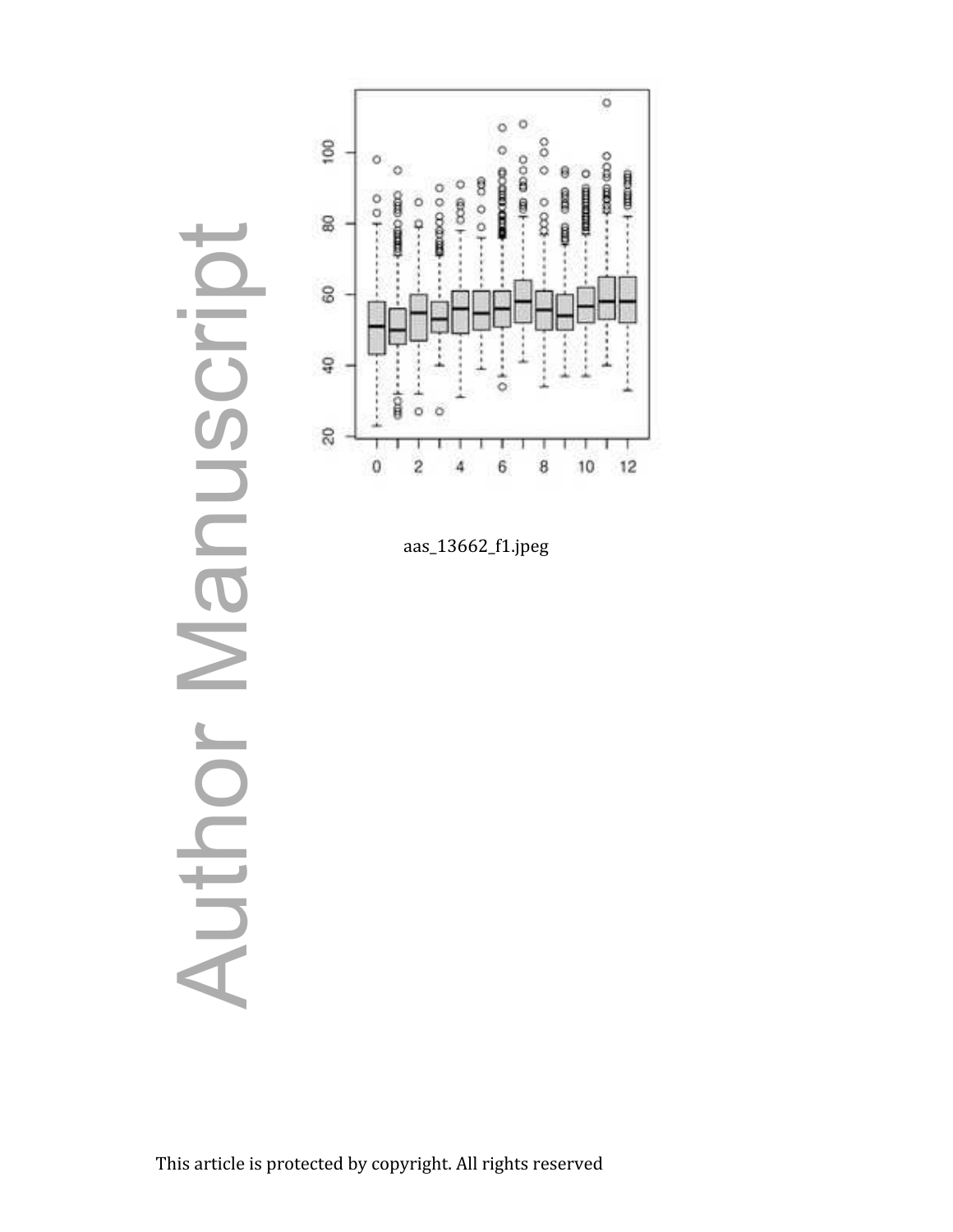aas_13662_f1.jpeg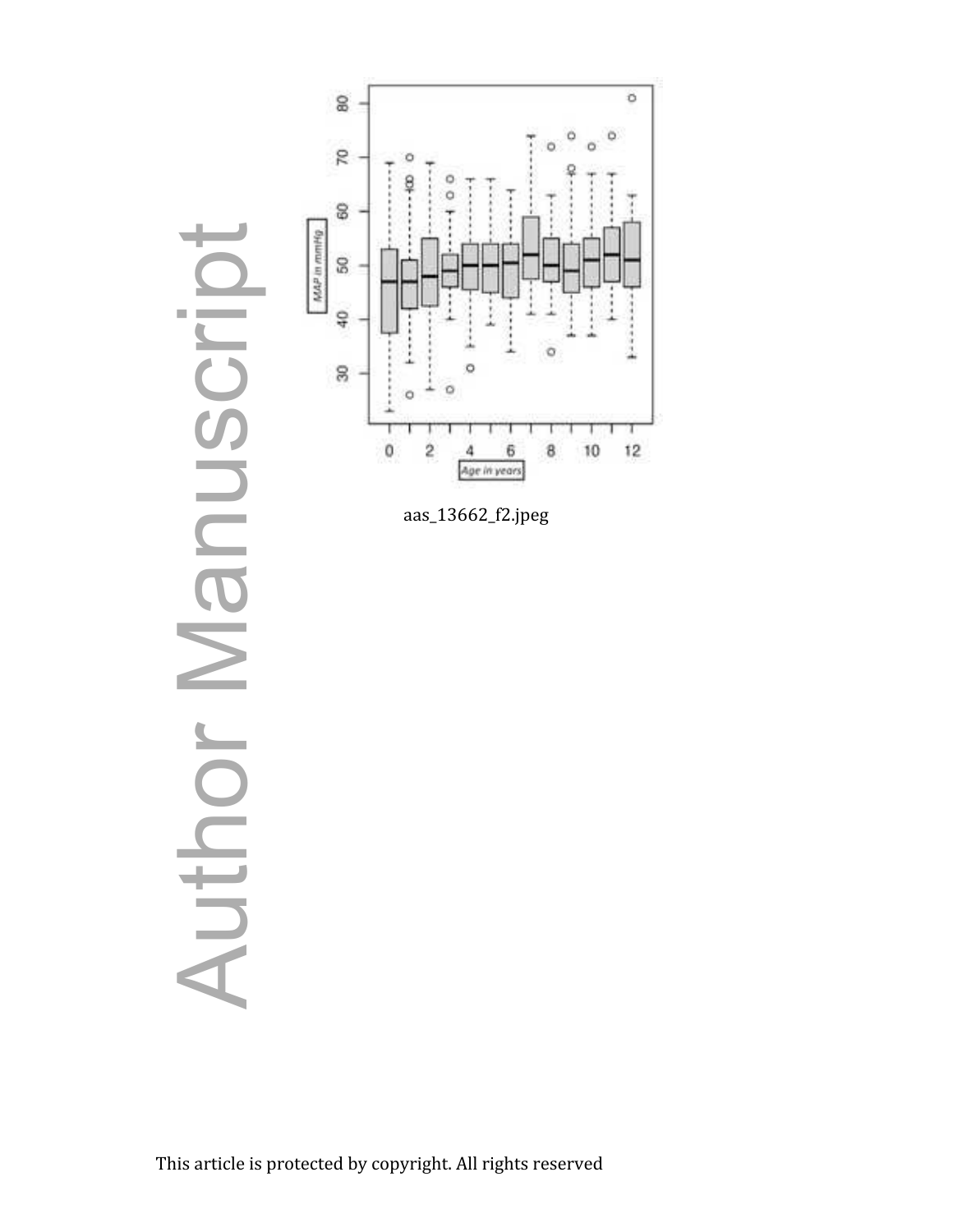aas_13662_f2.jpeg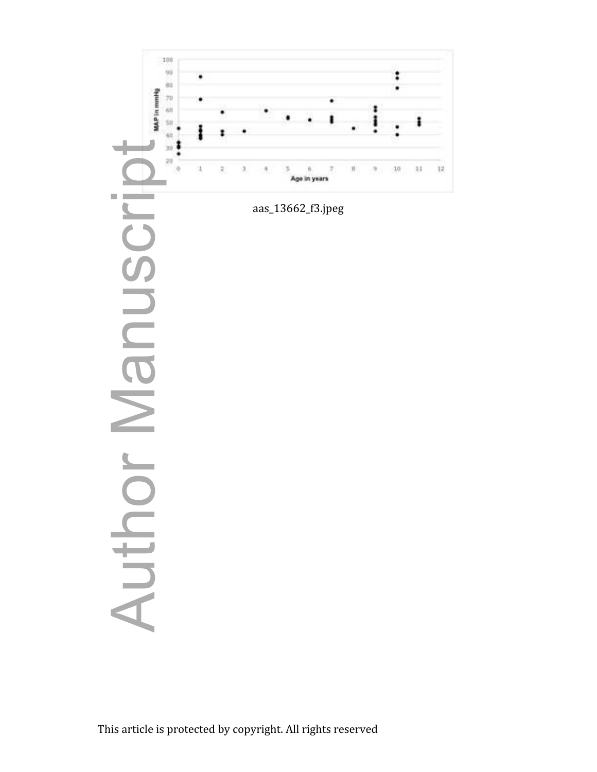100
90
80
70
60
50
40
30
20

MAP in mmHg

0 1 2 3 4 5 6 7 8 9 10 11 12

Age in years

aas_13662_f3.jpeg

Author Manuscript

This article is protected by copyright. All rights reserved